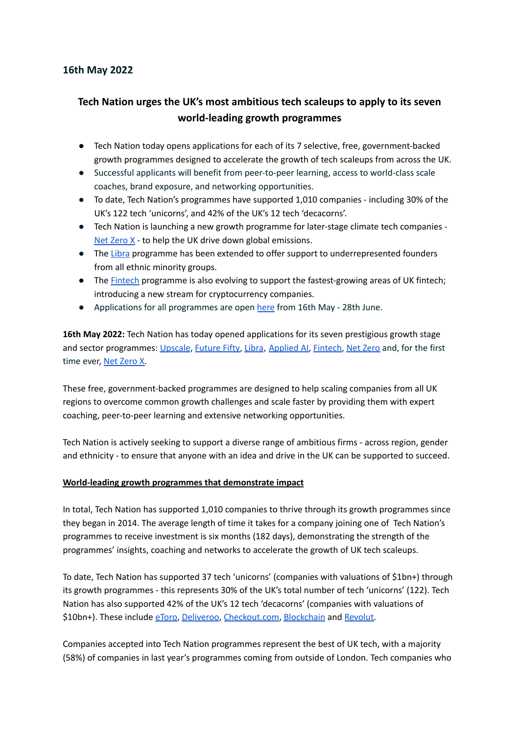**16th May 2022**

## Tech Nation urges the UK's most ambitious tech scaleups to apply to its seven world-leading growth programmes

- Tech Nation today opens applications for each of its 7 selective, free, government-backed growth programmes designed to accelerate the growth of tech scaleups from across the UK.
- Successful applicants will benefit from peer-to-peer learning, access to world-class scale coaches, brand exposure, and networking opportunities.
- To date, Tech Nation's programmes have supported 1,010 companies - including 30% of the UK's 122 tech 'unicorns', and 42% of the UK's 12 tech 'decacorns'.
- Tech Nation is launching a new growth programme for later-stage climate tech companies - Net Zero X - to help the UK drive down global emissions.
- The Libra programme has been extended to offer support to underrepresented founders from all ethnic minority groups.
- The Fintech programme is also evolving to support the fastest-growing areas of UK fintech; introducing a new stream for cryptocurrency companies.
- Applications for all programmes are open here from 16th May - 28th June.

**16th May 2022:** Tech Nation has today opened applications for its seven prestigious growth stage and sector programmes: Upscale, Future Fifty, Libra, Applied AI, Fintech, Net Zero and, for the first time ever, Net Zero X.

These free, government-backed programmes are designed to help scaling companies from all UK regions to overcome common growth challenges and scale faster by providing them with expert coaching, peer-to-peer learning and extensive networking opportunities.

Tech Nation is actively seeking to support a diverse range of ambitious firms - across region, gender and ethnicity - to ensure that anyone with an idea and drive in the UK can be supported to succeed.

**World-leading growth programmes that demonstrate impact**

In total, Tech Nation has supported 1,010 companies to thrive through its growth programmes since they began in 2014. The average length of time it takes for a company joining one of Tech Nation's programmes to receive investment is six months (182 days), demonstrating the strength of the programmes' insights, coaching and networks to accelerate the growth of UK tech scaleups.

To date, Tech Nation has supported 37 tech 'unicorns' (companies with valuations of $1bn+) through its growth programmes - this represents 30% of the UK's total number of tech 'unicorns' (122). Tech Nation has also supported 42% of the UK's 12 tech 'decacorns' (companies with valuations of $10bn+). These include eToro, Deliveroo, Checkout.com, Blockchain and Revolut.

Companies accepted into Tech Nation programmes represent the best of UK tech, with a majority (58%) of companies in last year's programmes coming from outside of London. Tech companies who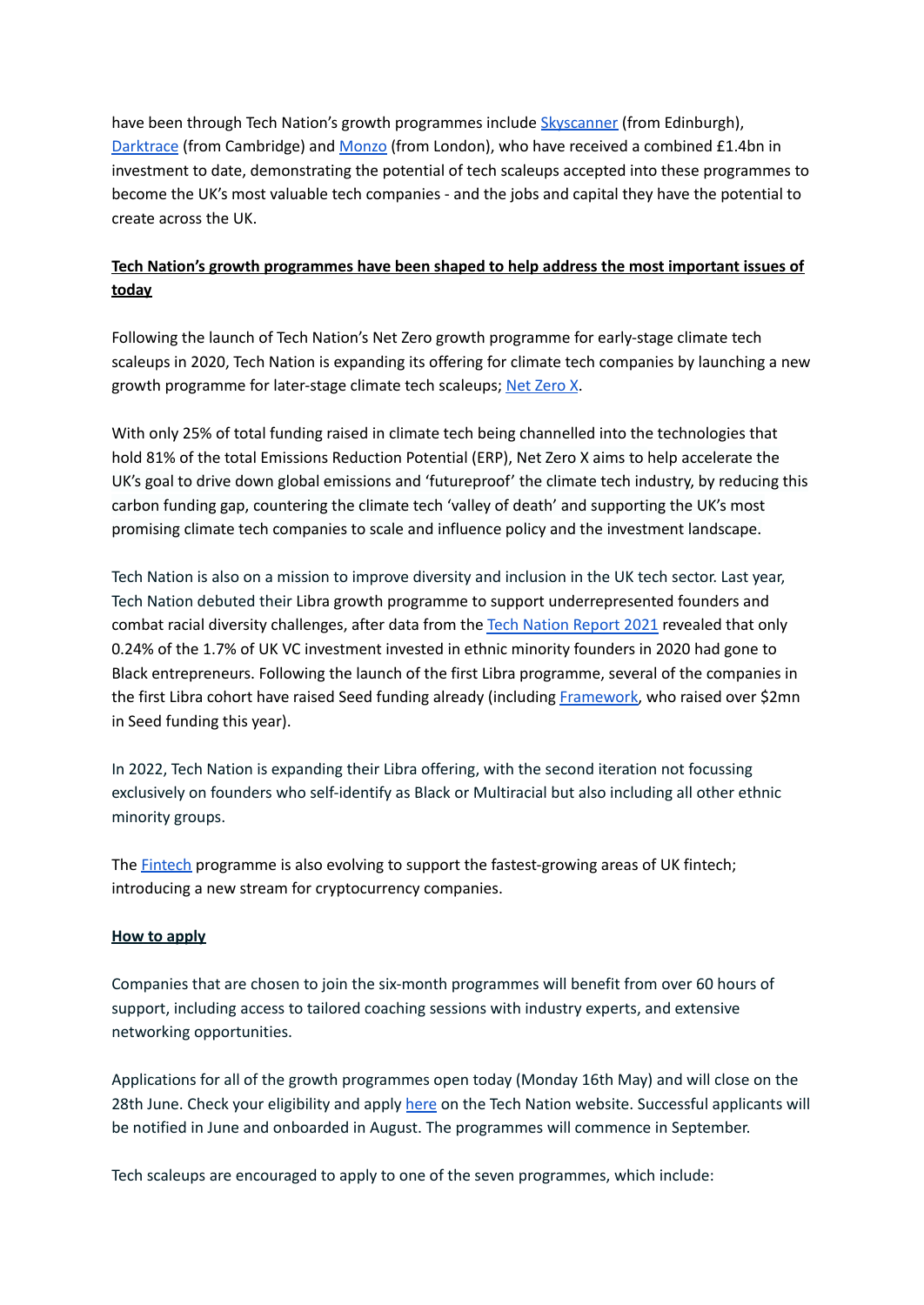have been through Tech Nation's growth programmes include [Skyscanner](#) (from Edinburgh), [Darktrace](#) (from Cambridge) and [Monzo](#) (from London), who have received a combined £1.4bn in investment to date, demonstrating the potential of tech scaleups accepted into these programmes to become the UK's most valuable tech companies - and the jobs and capital they have the potential to create across the UK.

**Tech Nation's growth programmes have been shaped to help address the most important issues of today**

Following the launch of Tech Nation's Net Zero growth programme for early-stage climate tech scaleups in 2020, Tech Nation is expanding its offering for climate tech companies by launching a new growth programme for later-stage climate tech scaleups; [Net Zero X](#).

With only 25% of total funding raised in climate tech being channelled into the technologies that hold 81% of the total Emissions Reduction Potential (ERP), Net Zero X aims to help accelerate the UK's goal to drive down global emissions and 'futureproof' the climate tech industry, by reducing this carbon funding gap, countering the climate tech 'valley of death' and supporting the UK's most promising climate tech companies to scale and influence policy and the investment landscape.

Tech Nation is also on a mission to improve diversity and inclusion in the UK tech sector. Last year, Tech Nation debuted their Libra growth programme to support underrepresented founders and combat racial diversity challenges, after data from the [Tech Nation Report 2021](#) revealed that only 0.24% of the 1.7% of UK VC investment invested in ethnic minority founders in 2020 had gone to Black entrepreneurs. Following the launch of the first Libra programme, several of the companies in the first Libra cohort have raised Seed funding already (including [Framework](#), who raised over $2mn in Seed funding this year).

In 2022, Tech Nation is expanding their Libra offering, with the second iteration not focussing exclusively on founders who self-identify as Black or Multiracial but also including all other ethnic minority groups.

The [Fintech](#) programme is also evolving to support the fastest-growing areas of UK fintech; introducing a new stream for cryptocurrency companies.

**How to apply**

Companies that are chosen to join the six-month programmes will benefit from over 60 hours of support, including access to tailored coaching sessions with industry experts, and extensive networking opportunities.

Applications for all of the growth programmes open today (Monday 16th May) and will close on the 28th June. Check your eligibility and apply [here](#) on the Tech Nation website. Successful applicants will be notified in June and onboarded in August. The programmes will commence in September.

Tech scaleups are encouraged to apply to one of the seven programmes, which include: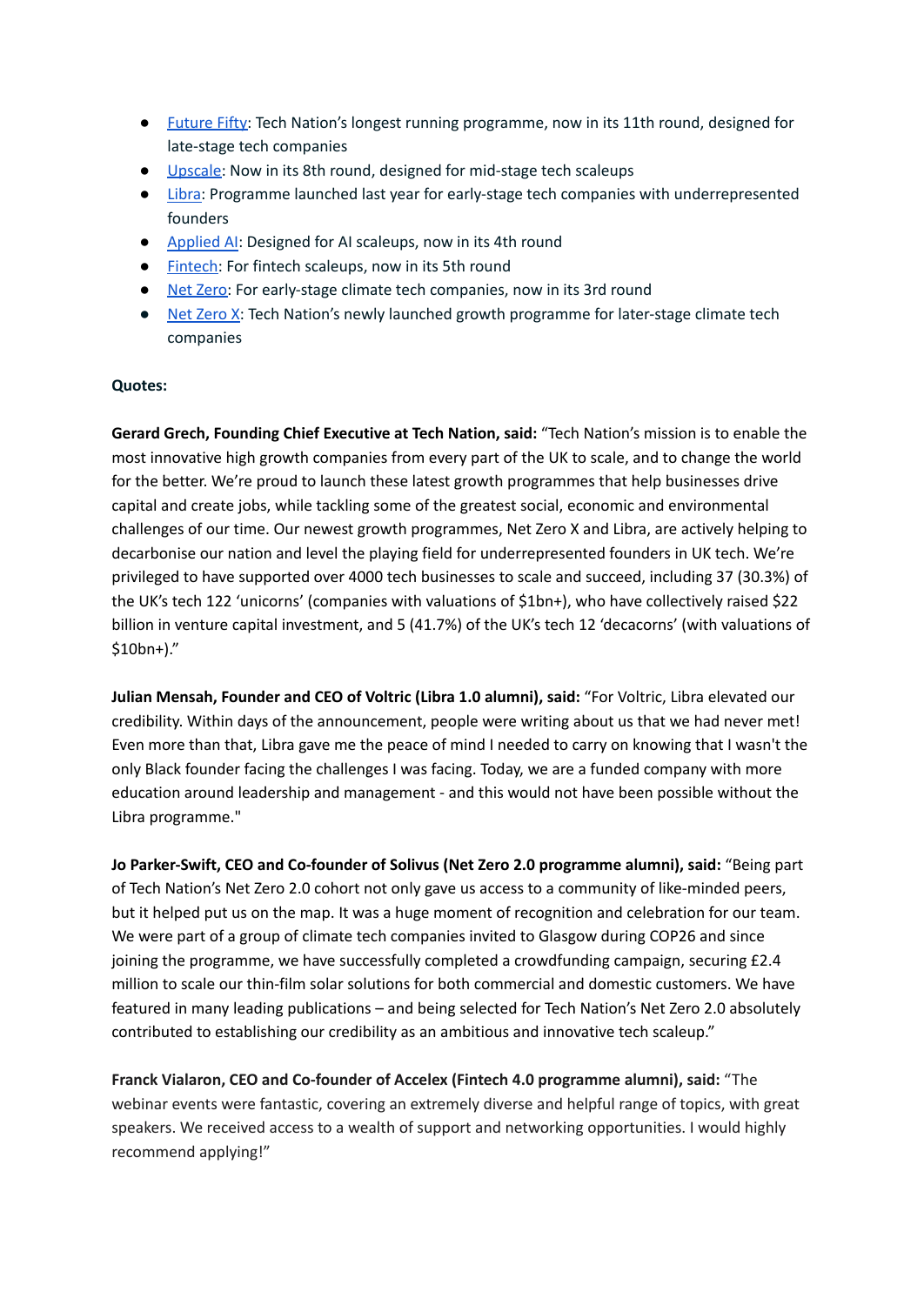- Future Fifty: Tech Nation's longest running programme, now in its 11th round, designed for late-stage tech companies
- Upscale: Now in its 8th round, designed for mid-stage tech scaleups
- Libra: Programme launched last year for early-stage tech companies with underrepresented founders
- Applied AI: Designed for AI scaleups, now in its 4th round
- Fintech: For fintech scaleups, now in its 5th round
- Net Zero: For early-stage climate tech companies, now in its 3rd round
- Net Zero X: Tech Nation's newly launched growth programme for later-stage climate tech companies

**Quotes:**

**Gerard Grech, Founding Chief Executive at Tech Nation, said:** "Tech Nation's mission is to enable the most innovative high growth companies from every part of the UK to scale, and to change the world for the better. We're proud to launch these latest growth programmes that help businesses drive capital and create jobs, while tackling some of the greatest social, economic and environmental challenges of our time. Our newest growth programmes, Net Zero X and Libra, are actively helping to decarbonise our nation and level the playing field for underrepresented founders in UK tech. We're privileged to have supported over 4000 tech businesses to scale and succeed, including 37 (30.3%) of the UK's tech 122 'unicorns' (companies with valuations of $1bn+), who have collectively raised $22 billion in venture capital investment, and 5 (41.7%) of the UK's tech 12 'decacorns' (with valuations of $10bn+)."

**Julian Mensah, Founder and CEO of Voltric (Libra 1.0 alumni), said:** "For Voltric, Libra elevated our credibility. Within days of the announcement, people were writing about us that we had never met! Even more than that, Libra gave me the peace of mind I needed to carry on knowing that I wasn't the only Black founder facing the challenges I was facing. Today, we are a funded company with more education around leadership and management - and this would not have been possible without the Libra programme."

**Jo Parker-Swift, CEO and Co-founder of Solivus (Net Zero 2.0 programme alumni), said:** "Being part of Tech Nation's Net Zero 2.0 cohort not only gave us access to a community of like-minded peers, but it helped put us on the map. It was a huge moment of recognition and celebration for our team. We were part of a group of climate tech companies invited to Glasgow during COP26 and since joining the programme, we have successfully completed a crowdfunding campaign, securing £2.4 million to scale our thin-film solar solutions for both commercial and domestic customers. We have featured in many leading publications – and being selected for Tech Nation's Net Zero 2.0 absolutely contributed to establishing our credibility as an ambitious and innovative tech scaleup."

**Franck Vialaron, CEO and Co-founder of Accelex (Fintech 4.0 programme alumni), said:** "The webinar events were fantastic, covering an extremely diverse and helpful range of topics, with great speakers. We received access to a wealth of support and networking opportunities. I would highly recommend applying!"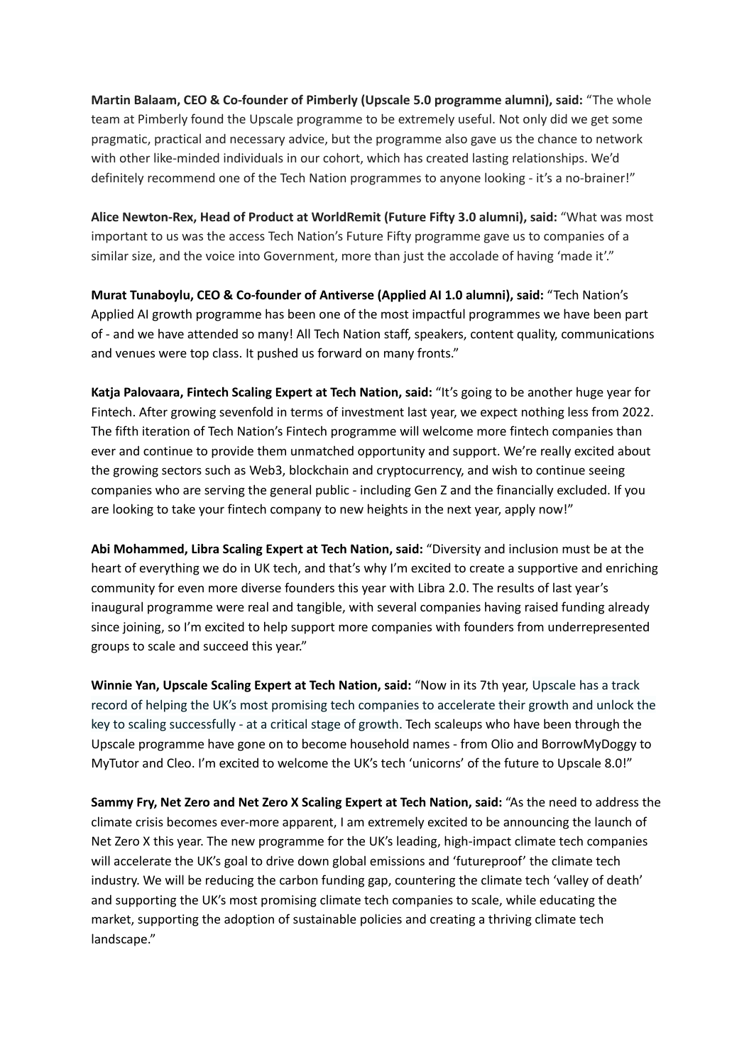**Martin Balaam, CEO & Co-founder of Pimberly (Upscale 5.0 programme alumni), said:** "The whole team at Pimberly found the Upscale programme to be extremely useful. Not only did we get some pragmatic, practical and necessary advice, but the programme also gave us the chance to network with other like-minded individuals in our cohort, which has created lasting relationships. We'd definitely recommend one of the Tech Nation programmes to anyone looking - it's a no-brainer!"

**Alice Newton-Rex, Head of Product at WorldRemit (Future Fifty 3.0 alumni), said:** "What was most important to us was the access Tech Nation's Future Fifty programme gave us to companies of a similar size, and the voice into Government, more than just the accolade of having 'made it'."

**Murat Tunaboylu, CEO & Co-founder of Antiverse (Applied AI 1.0 alumni), said:** "Tech Nation's Applied AI growth programme has been one of the most impactful programmes we have been part of - and we have attended so many! All Tech Nation staff, speakers, content quality, communications and venues were top class. It pushed us forward on many fronts."

**Katja Palovaara, Fintech Scaling Expert at Tech Nation, said:** "It's going to be another huge year for Fintech. After growing sevenfold in terms of investment last year, we expect nothing less from 2022. The fifth iteration of Tech Nation's Fintech programme will welcome more fintech companies than ever and continue to provide them unmatched opportunity and support. We're really excited about the growing sectors such as Web3, blockchain and cryptocurrency, and wish to continue seeing companies who are serving the general public - including Gen Z and the financially excluded. If you are looking to take your fintech company to new heights in the next year, apply now!"

**Abi Mohammed, Libra Scaling Expert at Tech Nation, said:** "Diversity and inclusion must be at the heart of everything we do in UK tech, and that's why I'm excited to create a supportive and enriching community for even more diverse founders this year with Libra 2.0. The results of last year's inaugural programme were real and tangible, with several companies having raised funding already since joining, so I'm excited to help support more companies with founders from underrepresented groups to scale and succeed this year."

**Winnie Yan, Upscale Scaling Expert at Tech Nation, said:** "Now in its 7th year, Upscale has a track record of helping the UK's most promising tech companies to accelerate their growth and unlock the key to scaling successfully - at a critical stage of growth. Tech scaleups who have been through the Upscale programme have gone on to become household names - from Olio and BorrowMyDoggy to MyTutor and Cleo. I'm excited to welcome the UK's tech 'unicorns' of the future to Upscale 8.0!"

**Sammy Fry, Net Zero and Net Zero X Scaling Expert at Tech Nation, said:** "As the need to address the climate crisis becomes ever-more apparent, I am extremely excited to be announcing the launch of Net Zero X this year. The new programme for the UK's leading, high-impact climate tech companies will accelerate the UK's goal to drive down global emissions and 'futureproof' the climate tech industry. We will be reducing the carbon funding gap, countering the climate tech 'valley of death' and supporting the UK's most promising climate tech companies to scale, while educating the market, supporting the adoption of sustainable policies and creating a thriving climate tech landscape."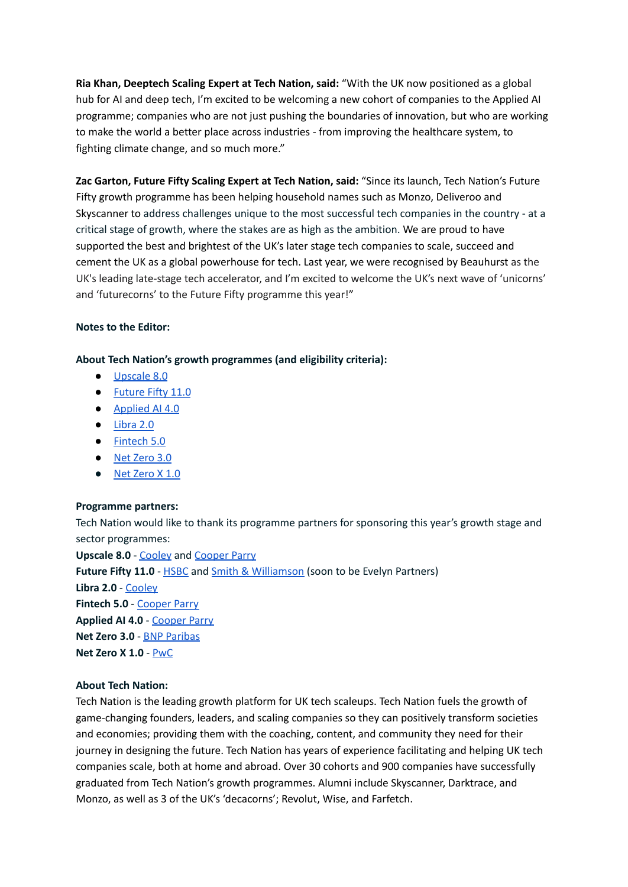**Ria Khan, Deeptech Scaling Expert at Tech Nation, said:** "With the UK now positioned as a global hub for AI and deep tech, I'm excited to be welcoming a new cohort of companies to the Applied AI programme; companies who are not just pushing the boundaries of innovation, but who are working to make the world a better place across industries - from improving the healthcare system, to fighting climate change, and so much more."

**Zac Garton, Future Fifty Scaling Expert at Tech Nation, said:** "Since its launch, Tech Nation's Future Fifty growth programme has been helping household names such as Monzo, Deliveroo and Skyscanner to address challenges unique to the most successful tech companies in the country - at a critical stage of growth, where the stakes are as high as the ambition. We are proud to have supported the best and brightest of the UK's later stage tech companies to scale, succeed and cement the UK as a global powerhouse for tech. Last year, we were recognised by Beauhurst as the UK's leading late-stage tech accelerator, and I'm excited to welcome the UK's next wave of 'unicorns' and 'futurecorns' to the Future Fifty programme this year!"

**Notes to the Editor:**

**About Tech Nation's growth programmes (and eligibility criteria):**

- Upscale 8.0
- Future Fifty 11.0
- Applied AI 4.0
- Libra 2.0
- Fintech 5.0
- Net Zero 3.0
- Net Zero X 1.0

**Programme partners:**

Tech Nation would like to thank its programme partners for sponsoring this year's growth stage and sector programmes:

**Upscale 8.0** - Cooley and Cooper Parry
**Future Fifty 11.0** - HSBC and Smith & Williamson (soon to be Evelyn Partners)
**Libra 2.0** - Cooley
**Fintech 5.0** - Cooper Parry
**Applied AI 4.0** - Cooper Parry
**Net Zero 3.0** - BNP Paribas
**Net Zero X 1.0** - PwC

**About Tech Nation:**

Tech Nation is the leading growth platform for UK tech scaleups. Tech Nation fuels the growth of game-changing founders, leaders, and scaling companies so they can positively transform societies and economies; providing them with the coaching, content, and community they need for their journey in designing the future. Tech Nation has years of experience facilitating and helping UK tech companies scale, both at home and abroad. Over 30 cohorts and 900 companies have successfully graduated from Tech Nation's growth programmes. Alumni include Skyscanner, Darktrace, and Monzo, as well as 3 of the UK's 'decacorns'; Revolut, Wise, and Farfetch.